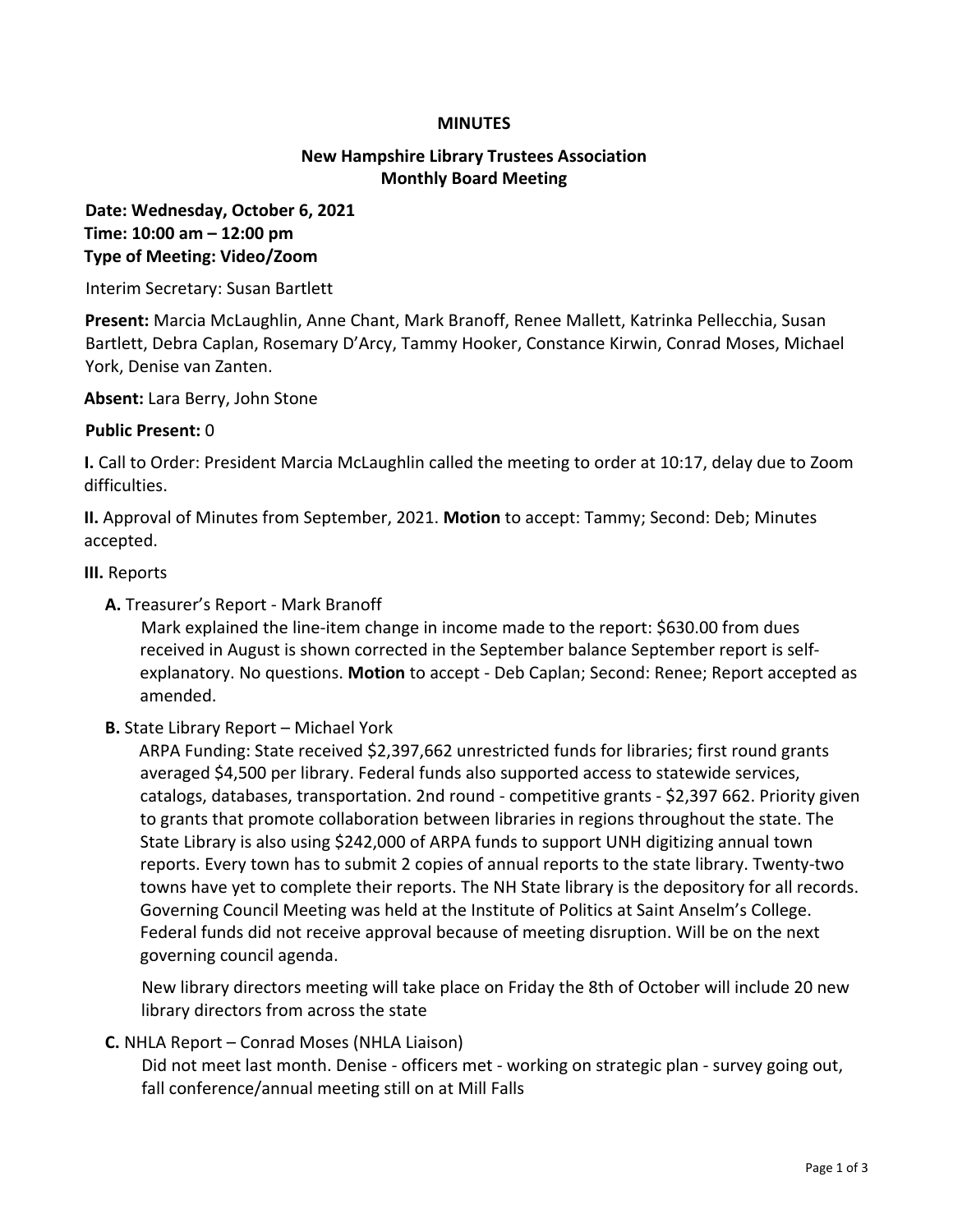**MINUTES**

**New Hampshire Library Trustees Association**
**Monthly Board Meeting**

**Date: Wednesday, October 6, 2021**
**Time: 10:00 am – 12:00 pm**
**Type of Meeting: Video/Zoom**

Interim Secretary: Susan Bartlett

**Present:** Marcia McLaughlin, Anne Chant, Mark Branoff, Renee Mallett, Katrinka Pellecchia, Susan Bartlett, Debra Caplan, Rosemary D'Arcy, Tammy Hooker, Constance Kirwin, Conrad Moses, Michael York, Denise van Zanten.

**Absent:** Lara Berry, John Stone

**Public Present:** 0

**I.** Call to Order: President Marcia McLaughlin called the meeting to order at 10:17, delay due to Zoom difficulties.

**II.** Approval of Minutes from September, 2021. **Motion** to accept: Tammy; Second: Deb; Minutes accepted.

**III.** Reports

**A.** Treasurer's Report - Mark Branoff

Mark explained the line-item change in income made to the report: $630.00 from dues received in August is shown corrected in the September balance September report is self-explanatory. No questions. **Motion** to accept - Deb Caplan; Second: Renee; Report accepted as amended.

**B.** State Library Report – Michael York

ARPA Funding: State received $2,397,662 unrestricted funds for libraries; first round grants averaged $4,500 per library. Federal funds also supported access to statewide services, catalogs, databases, transportation. 2nd round - competitive grants - $2,397 662. Priority given to grants that promote collaboration between libraries in regions throughout the state. The State Library is also using $242,000 of ARPA funds to support UNH digitizing annual town reports. Every town has to submit 2 copies of annual reports to the state library. Twenty-two towns have yet to complete their reports. The NH State library is the depository for all records. Governing Council Meeting was held at the Institute of Politics at Saint Anselm's College. Federal funds did not receive approval because of meeting disruption. Will be on the next governing council agenda.

New library directors meeting will take place on Friday the 8th of October will include 20 new library directors from across the state

**C.** NHLA Report – Conrad Moses (NHLA Liaison)

Did not meet last month. Denise - officers met - working on strategic plan - survey going out, fall conference/annual meeting still on at Mill Falls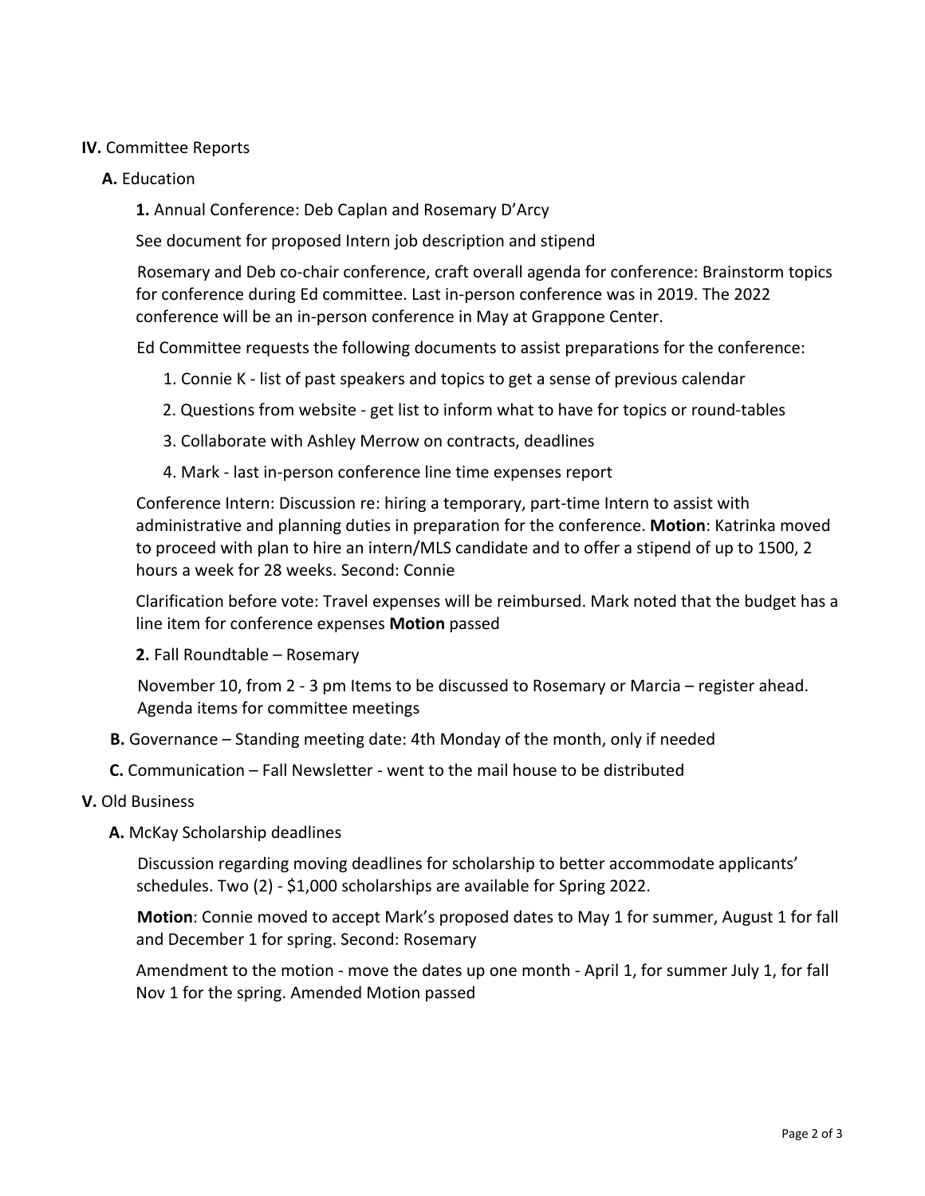**IV.** Committee Reports

**A.** Education

**1.** Annual Conference: Deb Caplan and Rosemary D'Arcy

See document for proposed Intern job description and stipend

Rosemary and Deb co-chair conference, craft overall agenda for conference: Brainstorm topics for conference during Ed committee. Last in-person conference was in 2019. The 2022 conference will be an in-person conference in May at Grappone Center.

Ed Committee requests the following documents to assist preparations for the conference:

1. Connie K - list of past speakers and topics to get a sense of previous calendar
2. Questions from website - get list to inform what to have for topics or round-tables
3. Collaborate with Ashley Merrow on contracts, deadlines
4. Mark - last in-person conference line time expenses report

Conference Intern: Discussion re: hiring a temporary, part-time Intern to assist with administrative and planning duties in preparation for the conference. **Motion**: Katrinka moved to proceed with plan to hire an intern/MLS candidate and to offer a stipend of up to 1500, 2 hours a week for 28 weeks. Second: Connie

Clarification before vote: Travel expenses will be reimbursed. Mark noted that the budget has a line item for conference expenses **Motion** passed

**2.** Fall Roundtable – Rosemary

November 10, from 2 - 3 pm Items to be discussed to Rosemary or Marcia – register ahead. Agenda items for committee meetings

**B.** Governance – Standing meeting date: 4th Monday of the month, only if needed

**C.** Communication – Fall Newsletter - went to the mail house to be distributed

**V.** Old Business

**A.** McKay Scholarship deadlines

Discussion regarding moving deadlines for scholarship to better accommodate applicants' schedules. Two (2) - $1,000 scholarships are available for Spring 2022.

**Motion**: Connie moved to accept Mark's proposed dates to May 1 for summer, August 1 for fall and December 1 for spring. Second: Rosemary

Amendment to the motion - move the dates up one month - April 1, for summer July 1, for fall Nov 1 for the spring. Amended Motion passed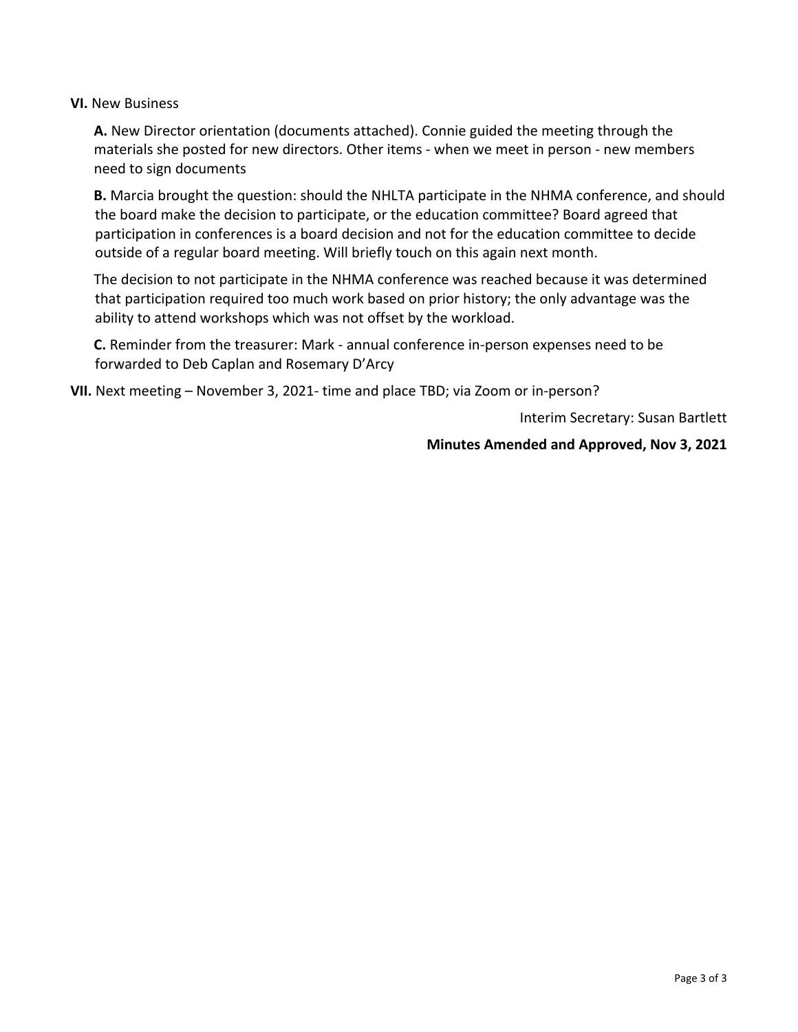**VI.** New Business

**A.** New Director orientation (documents attached). Connie guided the meeting through the materials she posted for new directors. Other items - when we meet in person - new members need to sign documents

**B.** Marcia brought the question: should the NHLTA participate in the NHMA conference, and should the board make the decision to participate, or the education committee? Board agreed that participation in conferences is a board decision and not for the education committee to decide outside of a regular board meeting. Will briefly touch on this again next month.

The decision to not participate in the NHMA conference was reached because it was determined that participation required too much work based on prior history; the only advantage was the ability to attend workshops which was not offset by the workload.

**C.** Reminder from the treasurer: Mark - annual conference in-person expenses need to be forwarded to Deb Caplan and Rosemary D'Arcy

**VII.** Next meeting – November 3, 2021- time and place TBD; via Zoom or in-person?

Interim Secretary: Susan Bartlett

**Minutes Amended and Approved, Nov 3, 2021**